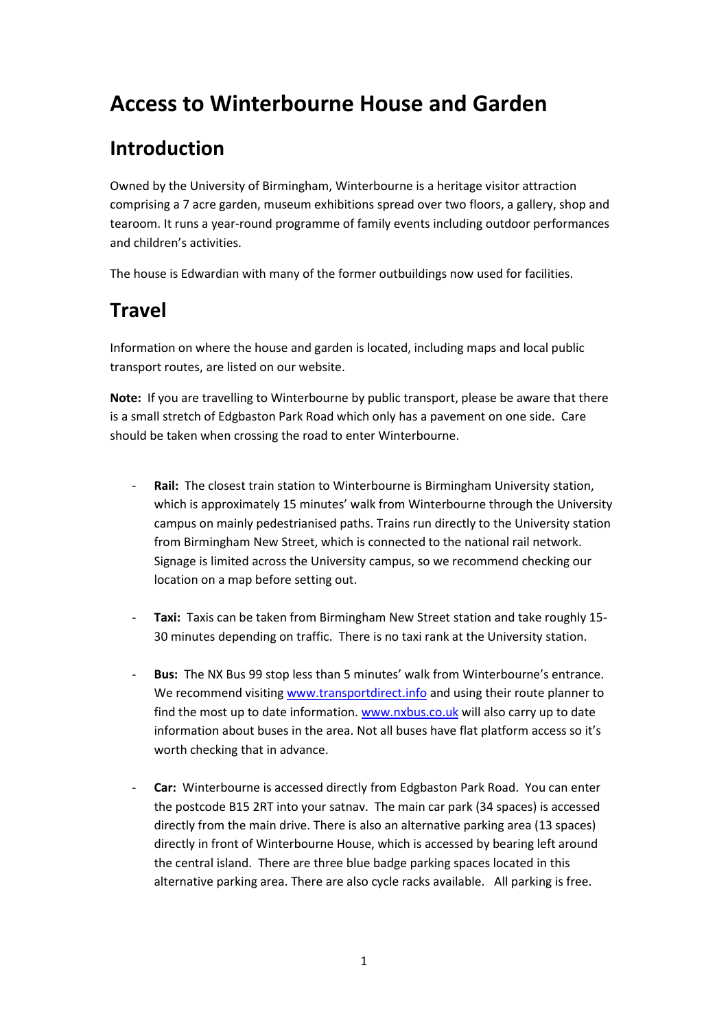# Access to Winterbourne House and Garden

## Introduction

Owned by the University of Birmingham, Winterbourne is a heritage visitor attraction comprising a 7 acre garden, museum exhibitions spread over two floors, a gallery, shop and tearoom. It runs a year-round programme of family events including outdoor performances and children's activities.

The house is Edwardian with many of the former outbuildings now used for facilities.

## Travel

Information on where the house and garden is located, including maps and local public transport routes, are listed on our website.

**Note:** If you are travelling to Winterbourne by public transport, please be aware that there is a small stretch of Edgbaston Park Road which only has a pavement on one side. Care should be taken when crossing the road to enter Winterbourne.

- **Rail:** The closest train station to Winterbourne is Birmingham University station, which is approximately 15 minutes' walk from Winterbourne through the University campus on mainly pedestrianised paths. Trains run directly to the University station from Birmingham New Street, which is connected to the national rail network. Signage is limited across the University campus, so we recommend checking our location on a map before setting out.

- **Taxi:** Taxis can be taken from Birmingham New Street station and take roughly 15-30 minutes depending on traffic. There is no taxi rank at the University station.

- **Bus:** The NX Bus 99 stop less than 5 minutes' walk from Winterbourne's entrance. We recommend visiting [www.transportdirect.info](www.transportdirect.info) and using their route planner to find the most up to date information. [www.nxbus.co.uk](www.nxbus.co.uk) will also carry up to date information about buses in the area. Not all buses have flat platform access so it's worth checking that in advance.

- **Car:** Winterbourne is accessed directly from Edgbaston Park Road. You can enter the postcode B15 2RT into your satnav. The main car park (34 spaces) is accessed directly from the main drive. There is also an alternative parking area (13 spaces) directly in front of Winterbourne House, which is accessed by bearing left around the central island. There are three blue badge parking spaces located in this alternative parking area. There are also cycle racks available. All parking is free.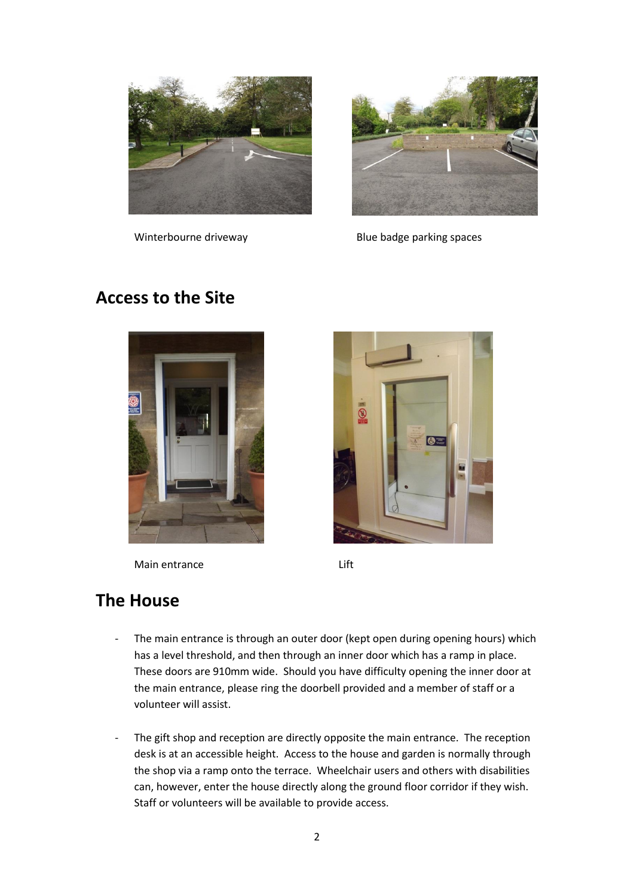Winterbourne driveway

Blue badge parking spaces

## Access to the Site

Main entrance

Lift

## The House

- The main entrance is through an outer door (kept open during opening hours) which has a level threshold, and then through an inner door which has a ramp in place. These doors are 910mm wide. Should you have difficulty opening the inner door at the main entrance, please ring the doorbell provided and a member of staff or a volunteer will assist.

- The gift shop and reception are directly opposite the main entrance. The reception desk is at an accessible height. Access to the house and garden is normally through the shop via a ramp onto the terrace. Wheelchair users and others with disabilities can, however, enter the house directly along the ground floor corridor if they wish. Staff or volunteers will be available to provide access.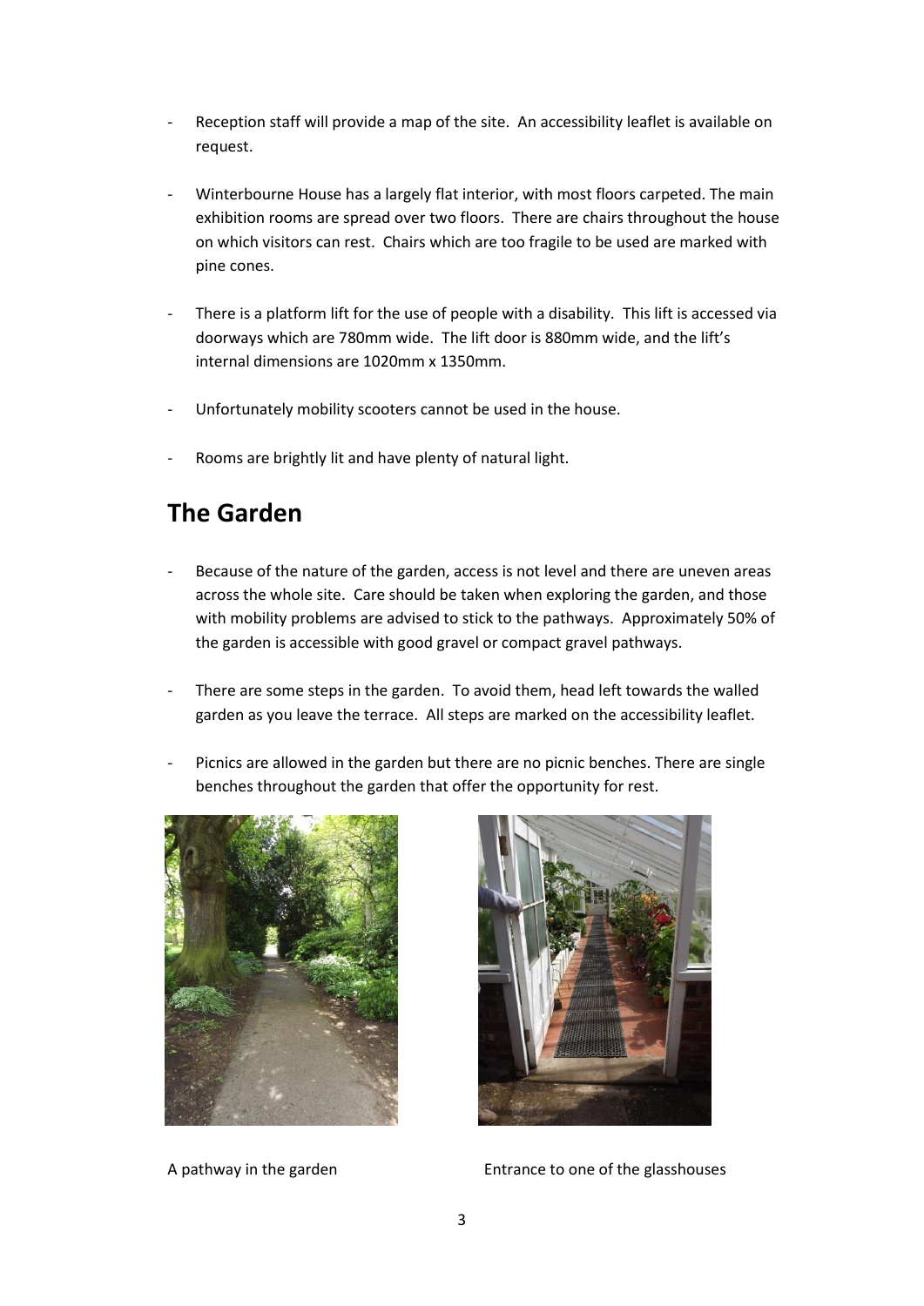- Reception staff will provide a map of the site. An accessibility leaflet is available on request.

- Winterbourne House has a largely flat interior, with most floors carpeted. The main exhibition rooms are spread over two floors. There are chairs throughout the house on which visitors can rest. Chairs which are too fragile to be used are marked with pine cones.

- There is a platform lift for the use of people with a disability. This lift is accessed via doorways which are 780mm wide. The lift door is 880mm wide, and the lift's internal dimensions are 1020mm x 1350mm.

- Unfortunately mobility scooters cannot be used in the house.

- Rooms are brightly lit and have plenty of natural light.

## The Garden

- Because of the nature of the garden, access is not level and there are uneven areas across the whole site. Care should be taken when exploring the garden, and those with mobility problems are advised to stick to the pathways. Approximately 50% of the garden is accessible with good gravel or compact gravel pathways.

- There are some steps in the garden. To avoid them, head left towards the walled garden as you leave the terrace. All steps are marked on the accessibility leaflet.

- Picnics are allowed in the garden but there are no picnic benches. There are single benches throughout the garden that offer the opportunity for rest.

A pathway in the garden

Entrance to one of the glasshouses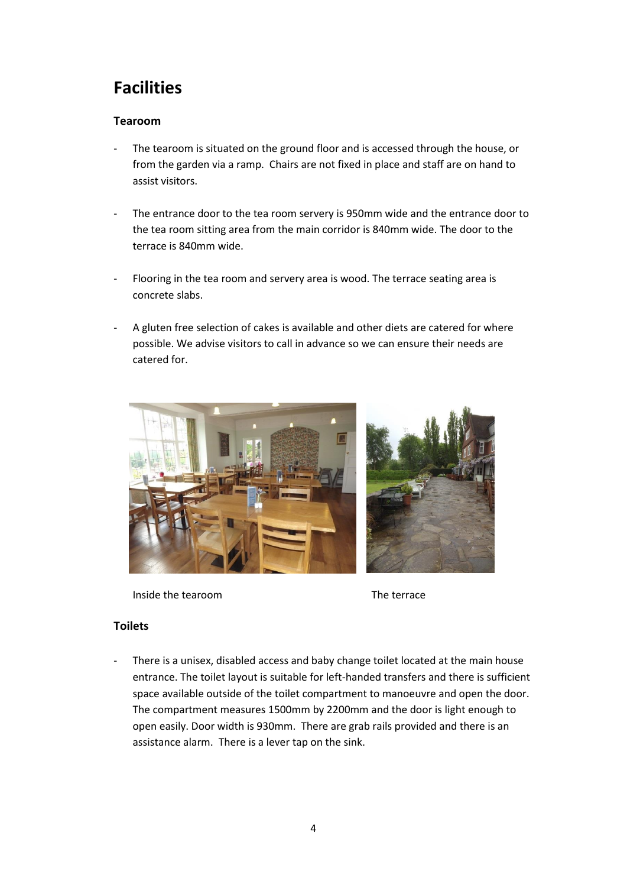## Facilities

### Tearoom

- The tearoom is situated on the ground floor and is accessed through the house, or from the garden via a ramp. Chairs are not fixed in place and staff are on hand to assist visitors.
- The entrance door to the tea room servery is 950mm wide and the entrance door to the tea room sitting area from the main corridor is 840mm wide. The door to the terrace is 840mm wide.
- Flooring in the tea room and servery area is wood. The terrace seating area is concrete slabs.
- A gluten free selection of cakes is available and other diets are catered for where possible. We advise visitors to call in advance so we can ensure their needs are catered for.

Inside the tearoom

The terrace

### Toilets

- There is a unisex, disabled access and baby change toilet located at the main house entrance. The toilet layout is suitable for left-handed transfers and there is sufficient space available outside of the toilet compartment to manoeuvre and open the door. The compartment measures 1500mm by 2200mm and the door is light enough to open easily. Door width is 930mm. There are grab rails provided and there is an assistance alarm. There is a lever tap on the sink.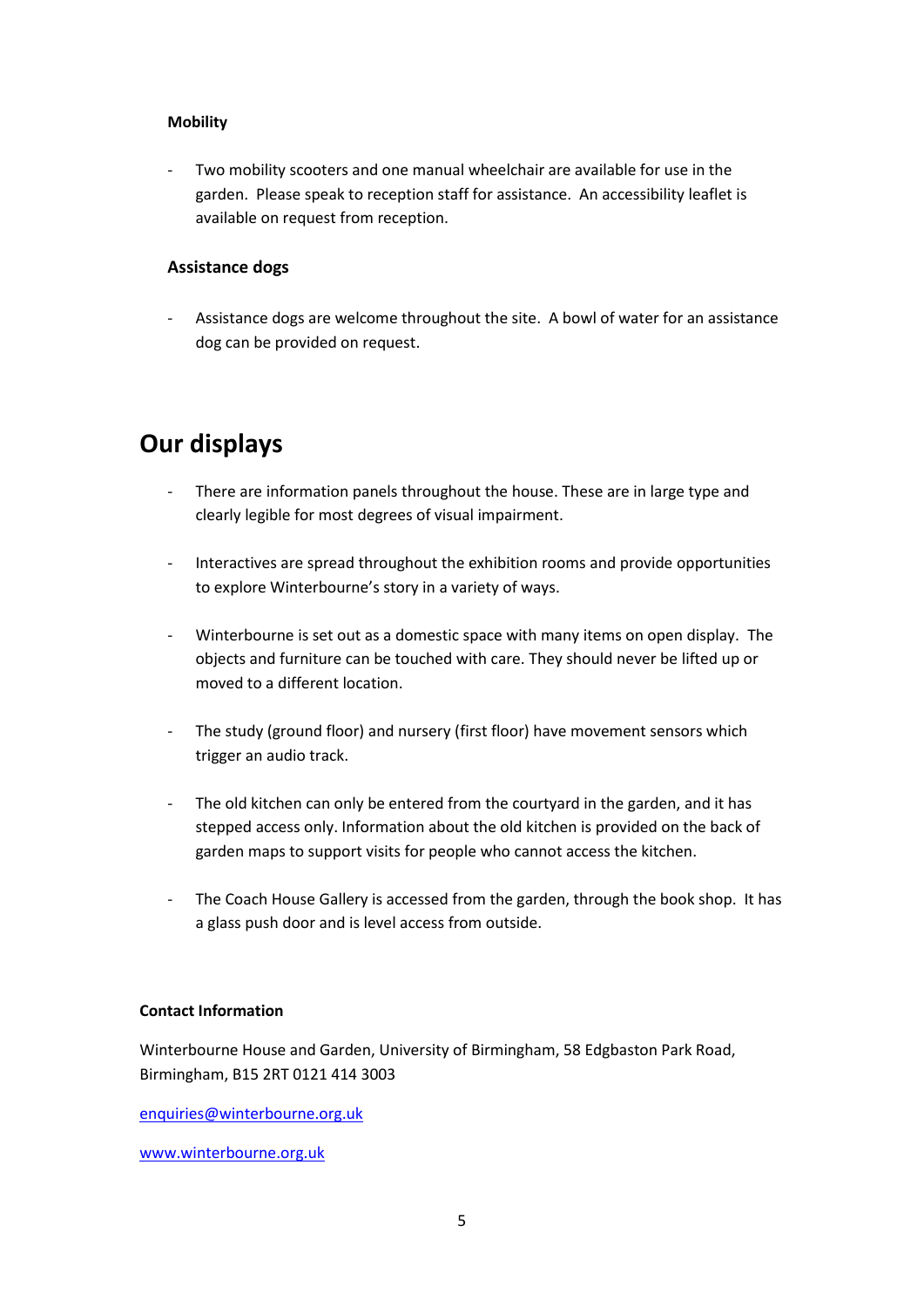### Mobility

- Two mobility scooters and one manual wheelchair are available for use in the garden. Please speak to reception staff for assistance. An accessibility leaflet is available on request from reception.

### Assistance dogs

- Assistance dogs are welcome throughout the site. A bowl of water for an assistance dog can be provided on request.

## Our displays

- There are information panels throughout the house. These are in large type and clearly legible for most degrees of visual impairment.

- Interactives are spread throughout the exhibition rooms and provide opportunities to explore Winterbourne's story in a variety of ways.

- Winterbourne is set out as a domestic space with many items on open display. The objects and furniture can be touched with care. They should never be lifted up or moved to a different location.

- The study (ground floor) and nursery (first floor) have movement sensors which trigger an audio track.

- The old kitchen can only be entered from the courtyard in the garden, and it has stepped access only. Information about the old kitchen is provided on the back of garden maps to support visits for people who cannot access the kitchen.

- The Coach House Gallery is accessed from the garden, through the book shop. It has a glass push door and is level access from outside.

### Contact Information

Winterbourne House and Garden, University of Birmingham, 58 Edgbaston Park Road, Birmingham, B15 2RT 0121 414 3003

enquiries@winterbourne.org.uk

www.winterbourne.org.uk